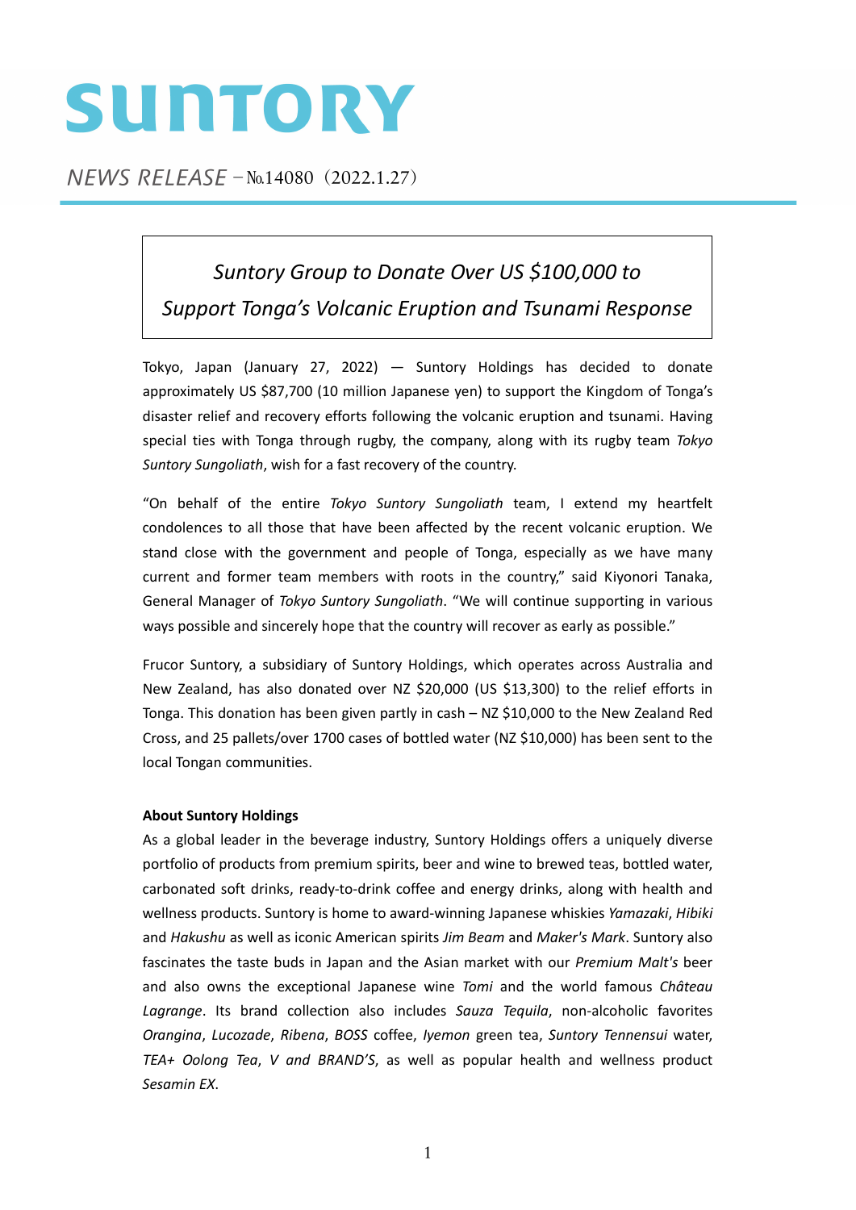# SUNTORY

*NEWS RELEASE* – №14080（2022.1.27）

## *Suntory Group to Donate Over US $100,000 to Support Tonga's Volcanic Eruption and Tsunami Response*

Tokyo, Japan (January 27, 2022) — Suntory Holdings has decided to donate approximately US $87,700 (10 million Japanese yen) to support the Kingdom of Tonga's disaster relief and recovery efforts following the volcanic eruption and tsunami. Having special ties with Tonga through rugby, the company, along with its rugby team *Tokyo Suntory Sungoliath*, wish for a fast recovery of the country.

"On behalf of the entire *Tokyo Suntory Sungoliath* team, I extend my heartfelt condolences to all those that have been affected by the recent volcanic eruption. We stand close with the government and people of Tonga, especially as we have many current and former team members with roots in the country," said Kiyonori Tanaka, General Manager of *Tokyo Suntory Sungoliath*. "We will continue supporting in various ways possible and sincerely hope that the country will recover as early as possible."

Frucor Suntory, a subsidiary of Suntory Holdings, which operates across Australia and New Zealand, has also donated over NZ $20,000 (US $13,300) to the relief efforts in Tonga. This donation has been given partly in cash – NZ $10,000 to the New Zealand Red Cross, and 25 pallets/over 1700 cases of bottled water (NZ $10,000) has been sent to the local Tongan communities.

**About Suntory Holdings**

As a global leader in the beverage industry, Suntory Holdings offers a uniquely diverse portfolio of products from premium spirits, beer and wine to brewed teas, bottled water, carbonated soft drinks, ready-to-drink coffee and energy drinks, along with health and wellness products. Suntory is home to award-winning Japanese whiskies *Yamazaki*, *Hibiki* and *Hakushu* as well as iconic American spirits *Jim Beam* and *Maker's Mark*. Suntory also fascinates the taste buds in Japan and the Asian market with our *Premium Malt's* beer and also owns the exceptional Japanese wine *Tomi* and the world famous *Château Lagrange*. Its brand collection also includes *Sauza Tequila*, non-alcoholic favorites *Orangina*, *Lucozade*, *Ribena*, *BOSS* coffee, *Iyemon* green tea, *Suntory Tennensui* water, *TEA+ Oolong Tea*, *V and BRAND'S*, as well as popular health and wellness product *Sesamin EX*.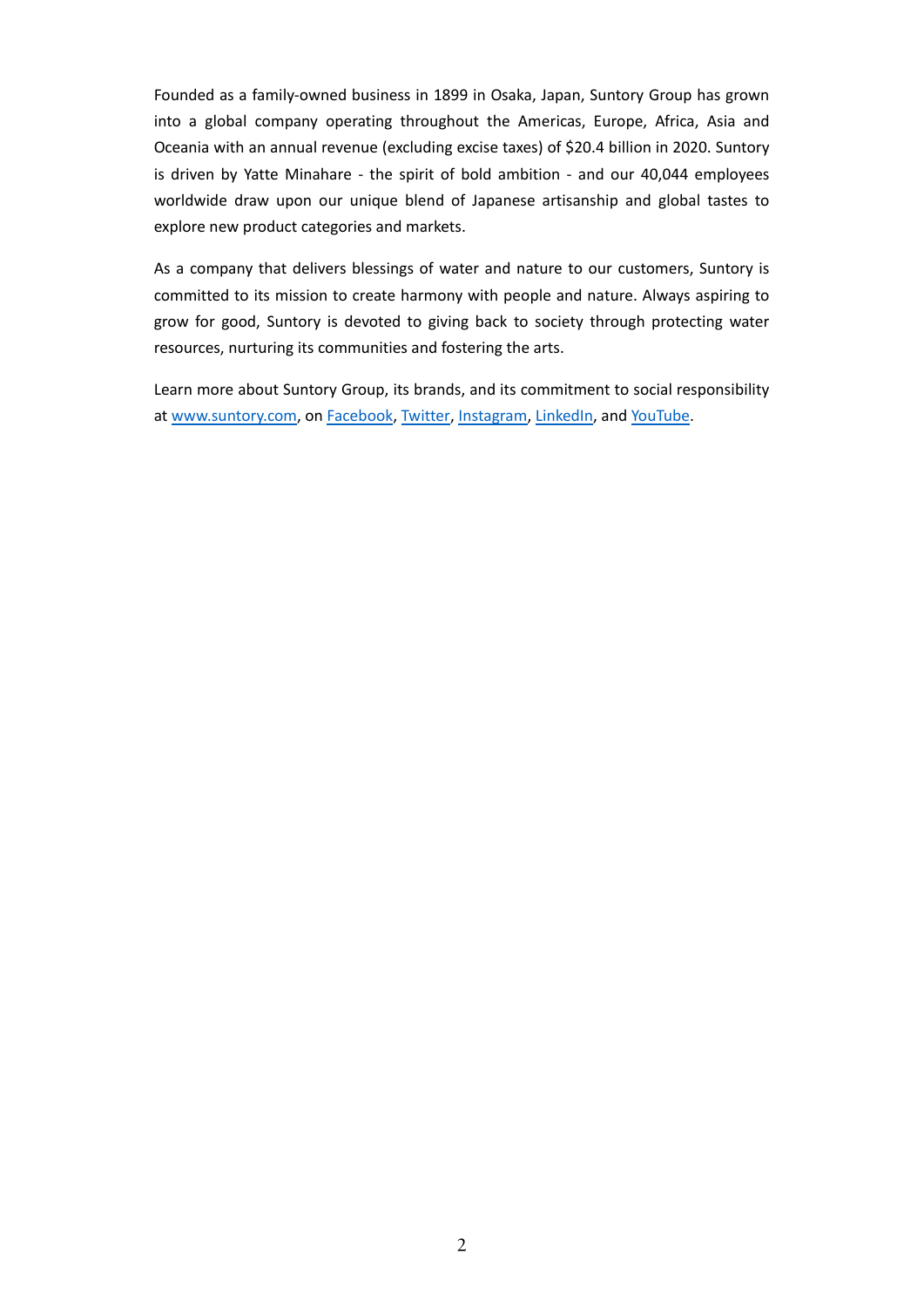Founded as a family-owned business in 1899 in Osaka, Japan, Suntory Group has grown into a global company operating throughout the Americas, Europe, Africa, Asia and Oceania with an annual revenue (excluding excise taxes) of $20.4 billion in 2020. Suntory is driven by Yatte Minahare - the spirit of bold ambition - and our 40,044 employees worldwide draw upon our unique blend of Japanese artisanship and global tastes to explore new product categories and markets.

As a company that delivers blessings of water and nature to our customers, Suntory is committed to its mission to create harmony with people and nature. Always aspiring to grow for good, Suntory is devoted to giving back to society through protecting water resources, nurturing its communities and fostering the arts.

Learn more about Suntory Group, its brands, and its commitment to social responsibility at www.suntory.com, on Facebook, Twitter, Instagram, LinkedIn, and YouTube.